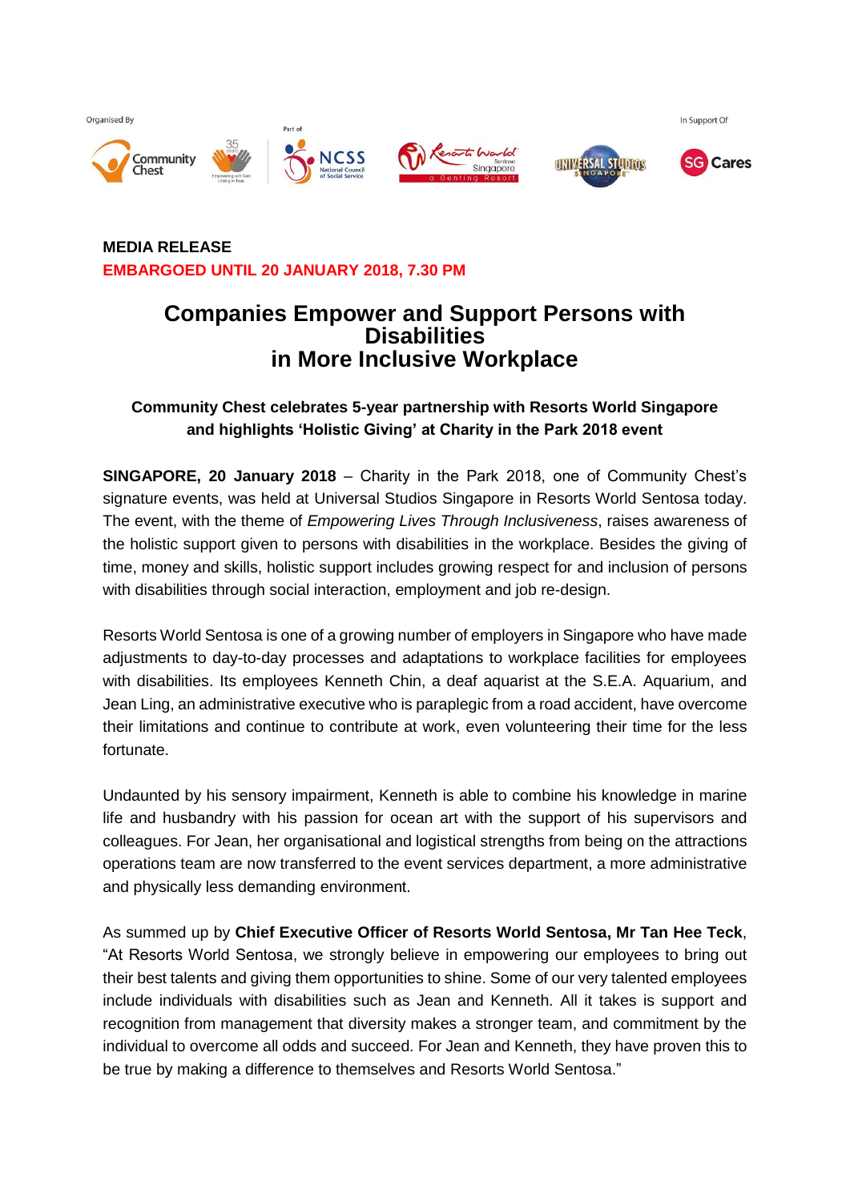Organised By

Part of

In Support Of

**MEDIA RELEASE**
**EMBARGOED UNTIL 20 JANUARY 2018, 7.30 PM**

# Companies Empower and Support Persons with Disabilities in More Inclusive Workplace

### Community Chest celebrates 5-year partnership with Resorts World Singapore and highlights 'Holistic Giving' at Charity in the Park 2018 event

**SINGAPORE, 20 January 2018** – Charity in the Park 2018, one of Community Chest's signature events, was held at Universal Studios Singapore in Resorts World Sentosa today. The event, with the theme of *Empowering Lives Through Inclusiveness*, raises awareness of the holistic support given to persons with disabilities in the workplace. Besides the giving of time, money and skills, holistic support includes growing respect for and inclusion of persons with disabilities through social interaction, employment and job re-design.

Resorts World Sentosa is one of a growing number of employers in Singapore who have made adjustments to day-to-day processes and adaptations to workplace facilities for employees with disabilities. Its employees Kenneth Chin, a deaf aquarist at the S.E.A. Aquarium, and Jean Ling, an administrative executive who is paraplegic from a road accident, have overcome their limitations and continue to contribute at work, even volunteering their time for the less fortunate.

Undaunted by his sensory impairment, Kenneth is able to combine his knowledge in marine life and husbandry with his passion for ocean art with the support of his supervisors and colleagues. For Jean, her organisational and logistical strengths from being on the attractions operations team are now transferred to the event services department, a more administrative and physically less demanding environment.

As summed up by **Chief Executive Officer of Resorts World Sentosa, Mr Tan Hee Teck**, "At Resorts World Sentosa, we strongly believe in empowering our employees to bring out their best talents and giving them opportunities to shine. Some of our very talented employees include individuals with disabilities such as Jean and Kenneth. All it takes is support and recognition from management that diversity makes a stronger team, and commitment by the individual to overcome all odds and succeed. For Jean and Kenneth, they have proven this to be true by making a difference to themselves and Resorts World Sentosa."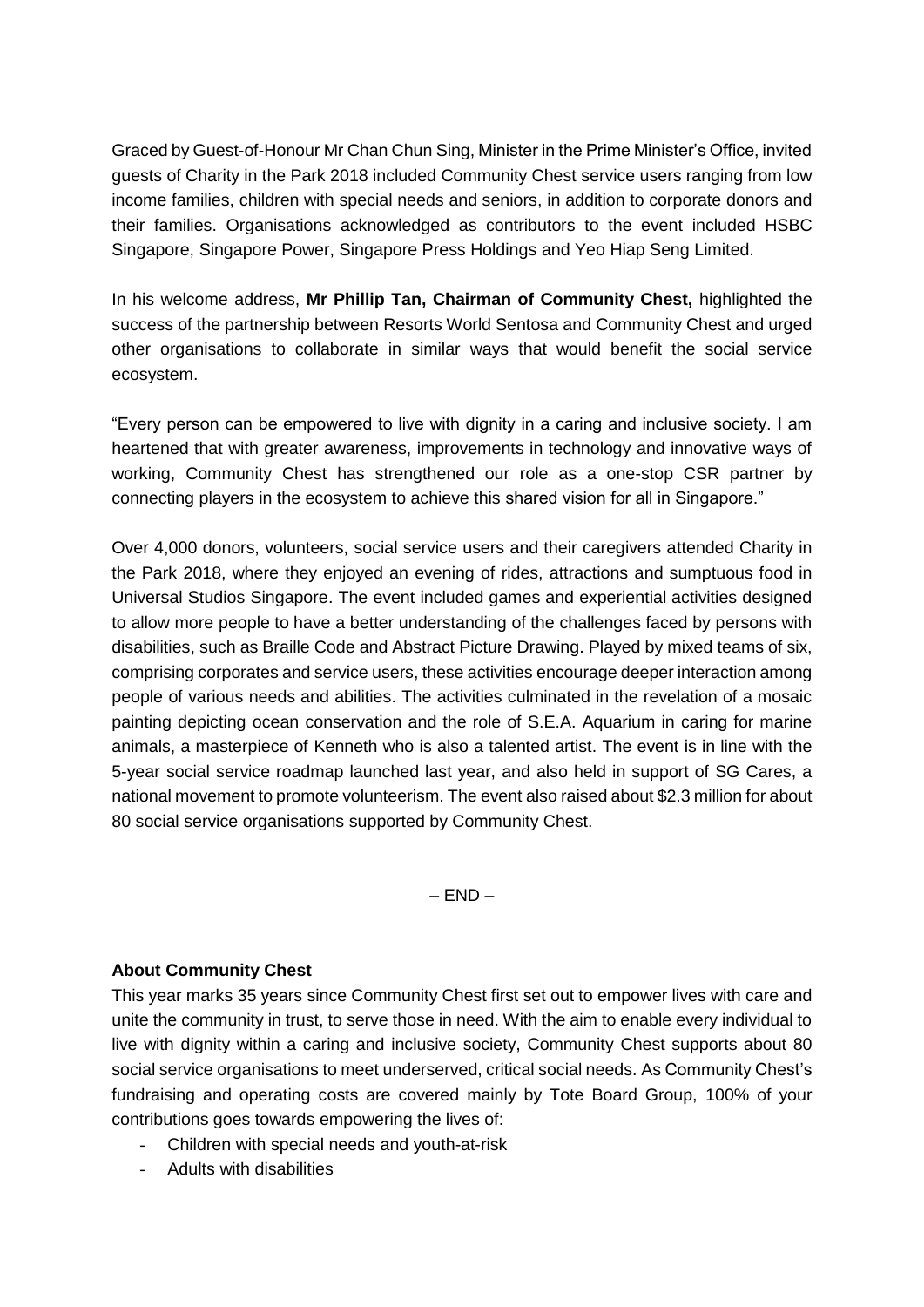Graced by Guest-of-Honour Mr Chan Chun Sing, Minister in the Prime Minister's Office, invited guests of Charity in the Park 2018 included Community Chest service users ranging from low income families, children with special needs and seniors, in addition to corporate donors and their families. Organisations acknowledged as contributors to the event included HSBC Singapore, Singapore Power, Singapore Press Holdings and Yeo Hiap Seng Limited.

In his welcome address, **Mr Phillip Tan, Chairman of Community Chest,** highlighted the success of the partnership between Resorts World Sentosa and Community Chest and urged other organisations to collaborate in similar ways that would benefit the social service ecosystem.

"Every person can be empowered to live with dignity in a caring and inclusive society. I am heartened that with greater awareness, improvements in technology and innovative ways of working, Community Chest has strengthened our role as a one-stop CSR partner by connecting players in the ecosystem to achieve this shared vision for all in Singapore."

Over 4,000 donors, volunteers, social service users and their caregivers attended Charity in the Park 2018, where they enjoyed an evening of rides, attractions and sumptuous food in Universal Studios Singapore. The event included games and experiential activities designed to allow more people to have a better understanding of the challenges faced by persons with disabilities, such as Braille Code and Abstract Picture Drawing. Played by mixed teams of six, comprising corporates and service users, these activities encourage deeper interaction among people of various needs and abilities. The activities culminated in the revelation of a mosaic painting depicting ocean conservation and the role of S.E.A. Aquarium in caring for marine animals, a masterpiece of Kenneth who is also a talented artist. The event is in line with the 5-year social service roadmap launched last year, and also held in support of SG Cares, a national movement to promote volunteerism. The event also raised about $2.3 million for about 80 social service organisations supported by Community Chest.

– END –

**About Community Chest**

This year marks 35 years since Community Chest first set out to empower lives with care and unite the community in trust, to serve those in need. With the aim to enable every individual to live with dignity within a caring and inclusive society, Community Chest supports about 80 social service organisations to meet underserved, critical social needs. As Community Chest's fundraising and operating costs are covered mainly by Tote Board Group, 100% of your contributions goes towards empowering the lives of:

- Children with special needs and youth-at-risk
- Adults with disabilities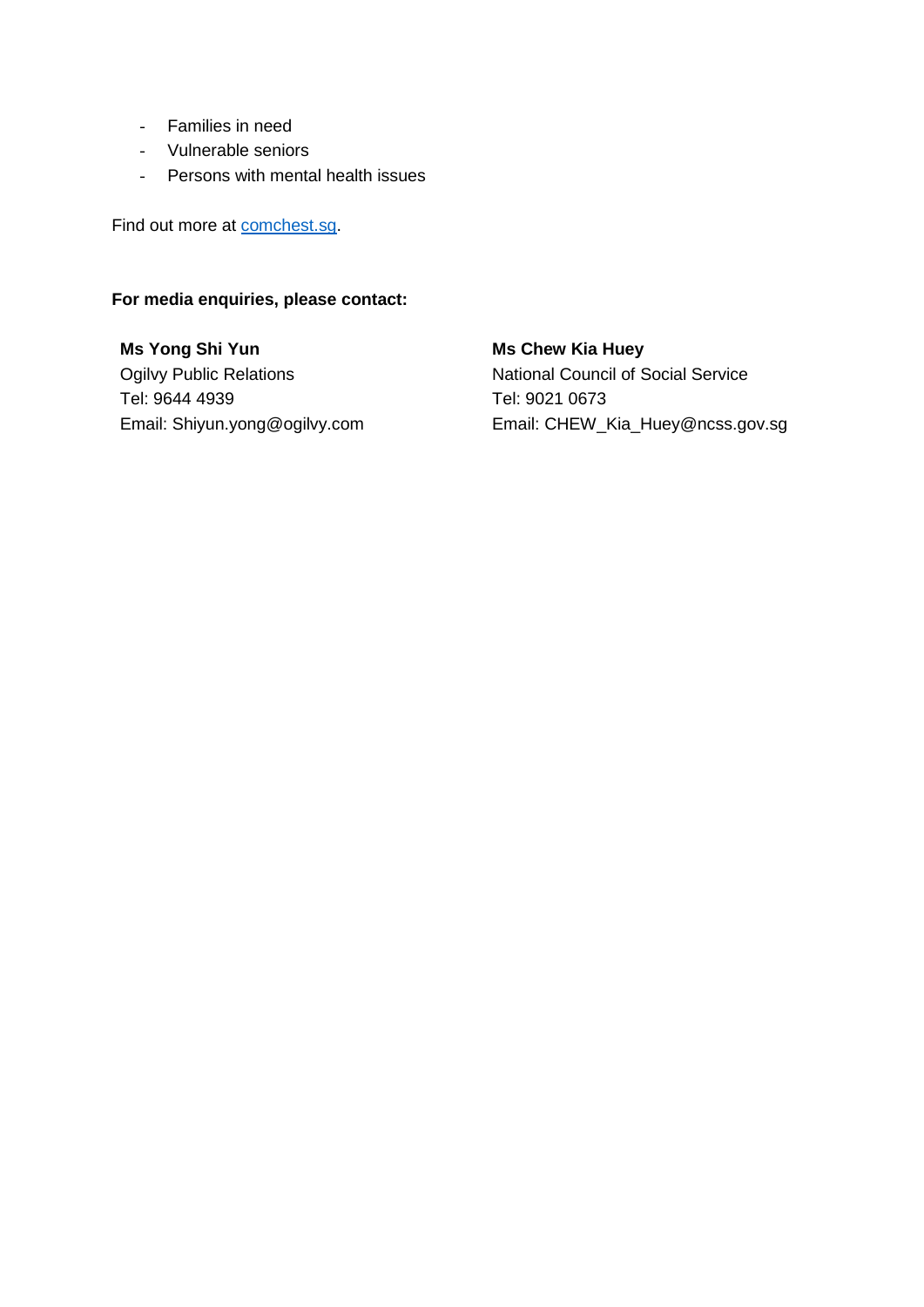- Families in need
- Vulnerable seniors
- Persons with mental health issues

Find out more at [comchest.sg](http://comchest.sg).

**For media enquiries, please contact:**

**Ms Yong Shi Yun**
Ogilvy Public Relations
Tel: 9644 4939
Email: Shiyun.yong@ogilvy.com

**Ms Chew Kia Huey**
National Council of Social Service
Tel: 9021 0673
Email: CHEW_Kia_Huey@ncss.gov.sg